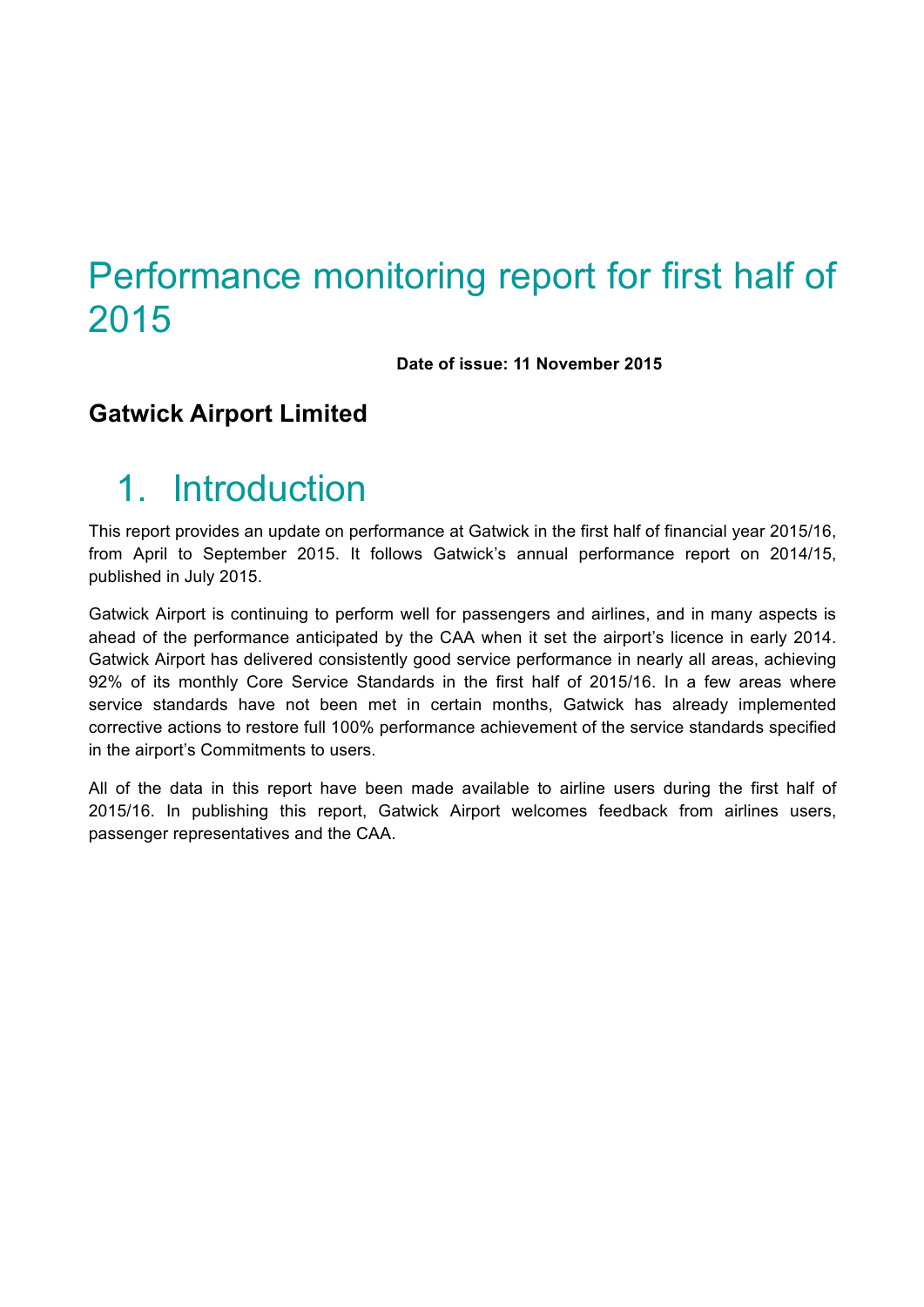# Performance monitoring report for first half of 2015

**Date of issue: 11 November 2015**

**Gatwick Airport Limited**

## 1. Introduction

This report provides an update on performance at Gatwick in the first half of financial year 2015/16, from April to September 2015. It follows Gatwick's annual performance report on 2014/15, published in July 2015.

Gatwick Airport is continuing to perform well for passengers and airlines, and in many aspects is ahead of the performance anticipated by the CAA when it set the airport's licence in early 2014. Gatwick Airport has delivered consistently good service performance in nearly all areas, achieving 92% of its monthly Core Service Standards in the first half of 2015/16. In a few areas where service standards have not been met in certain months, Gatwick has already implemented corrective actions to restore full 100% performance achievement of the service standards specified in the airport's Commitments to users.

All of the data in this report have been made available to airline users during the first half of 2015/16. In publishing this report, Gatwick Airport welcomes feedback from airlines users, passenger representatives and the CAA.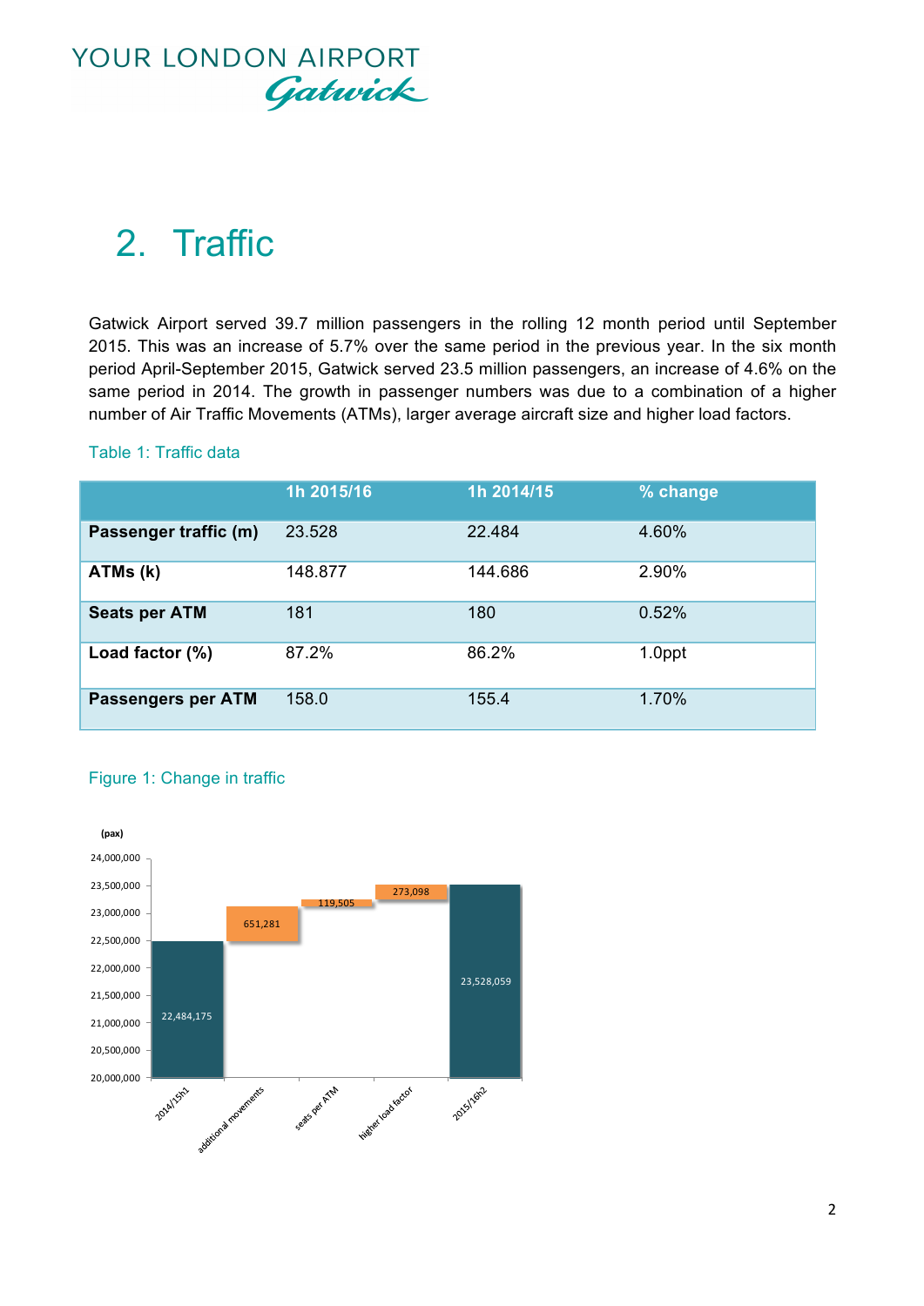# 2. Traffic

Gatwick Airport served 39.7 million passengers in the rolling 12 month period until September 2015. This was an increase of 5.7% over the same period in the previous year. In the six month period April-September 2015, Gatwick served 23.5 million passengers, an increase of 4.6% on the same period in 2014. The growth in passenger numbers was due to a combination of a higher number of Air Traffic Movements (ATMs), larger average aircraft size and higher load factors.

Table 1: Traffic data

| | 1h 2015/16 | 1h 2014/15 | % change |
|---|---|---|---|
| **Passenger traffic (m)** | 23.528 | 22.484 | 4.60% |
| **ATMs (k)** | 148.877 | 144.686 | 2.90% |
| **Seats per ATM** | 181 | 180 | 0.52% |
| **Load factor (%)** | 87.2% | 86.2% | 1.0ppt |
| **Passengers per ATM** | 158.0 | 155.4 | 1.70% |

Figure 1: Change in traffic

| (pax) | |
|---|---|
| 2014/15h1 | 22,484,175 |
| additional movements | 651,281 |
| seats per ATM | 119,505 |
| higher load factor | 273,098 |
| 2015/16h2 | 23,528,059 |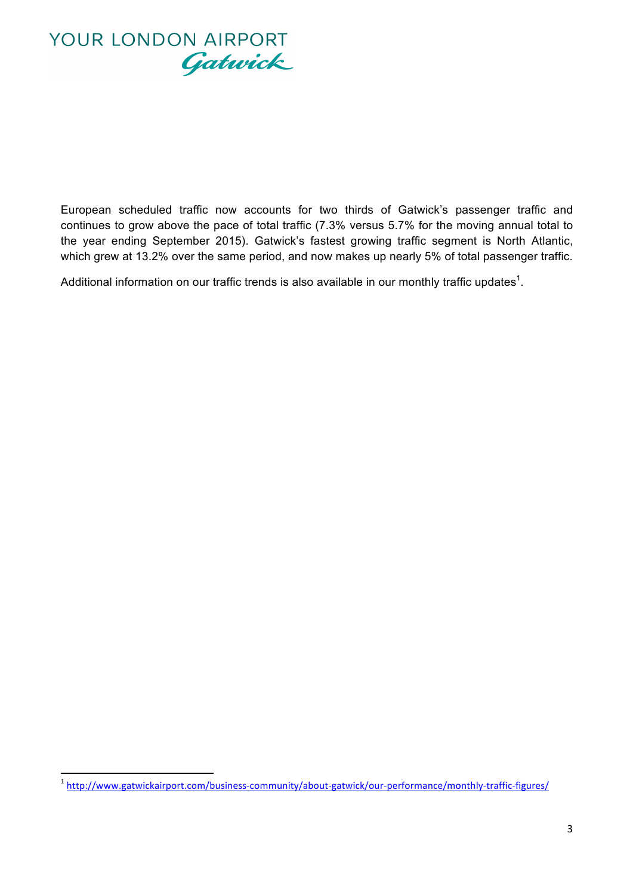European scheduled traffic now accounts for two thirds of Gatwick's passenger traffic and continues to grow above the pace of total traffic (7.3% versus 5.7% for the moving annual total to the year ending September 2015). Gatwick's fastest growing traffic segment is North Atlantic, which grew at 13.2% over the same period, and now makes up nearly 5% of total passenger traffic.

Additional information on our traffic trends is also available in our monthly traffic updates[1].

[1] http://www.gatwickairport.com/business-community/about-gatwick/our-performance/monthly-traffic-figures/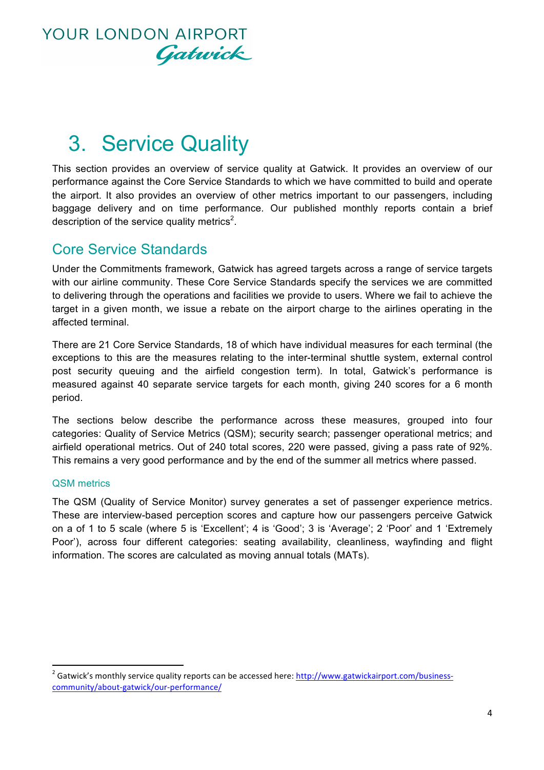# 3. Service Quality

This section provides an overview of service quality at Gatwick. It provides an overview of our performance against the Core Service Standards to which we have committed to build and operate the airport. It also provides an overview of other metrics important to our passengers, including baggage delivery and on time performance. Our published monthly reports contain a brief description of the service quality metrics[2].

## Core Service Standards

Under the Commitments framework, Gatwick has agreed targets across a range of service targets with our airline community. These Core Service Standards specify the services we are committed to delivering through the operations and facilities we provide to users. Where we fail to achieve the target in a given month, we issue a rebate on the airport charge to the airlines operating in the affected terminal.

There are 21 Core Service Standards, 18 of which have individual measures for each terminal (the exceptions to this are the measures relating to the inter-terminal shuttle system, external control post security queuing and the airfield congestion term). In total, Gatwick's performance is measured against 40 separate service targets for each month, giving 240 scores for a 6 month period.

The sections below describe the performance across these measures, grouped into four categories: Quality of Service Metrics (QSM); security search; passenger operational metrics; and airfield operational metrics. Out of 240 total scores, 220 were passed, giving a pass rate of 92%. This remains a very good performance and by the end of the summer all metrics where passed.

### QSM metrics

The QSM (Quality of Service Monitor) survey generates a set of passenger experience metrics. These are interview-based perception scores and capture how our passengers perceive Gatwick on a of 1 to 5 scale (where 5 is 'Excellent'; 4 is 'Good'; 3 is 'Average'; 2 'Poor' and 1 'Extremely Poor'), across four different categories: seating availability, cleanliness, wayfinding and flight information. The scores are calculated as moving annual totals (MATs).

[2] Gatwick's monthly service quality reports can be accessed here: http://www.gatwickairport.com/business-community/about-gatwick/our-performance/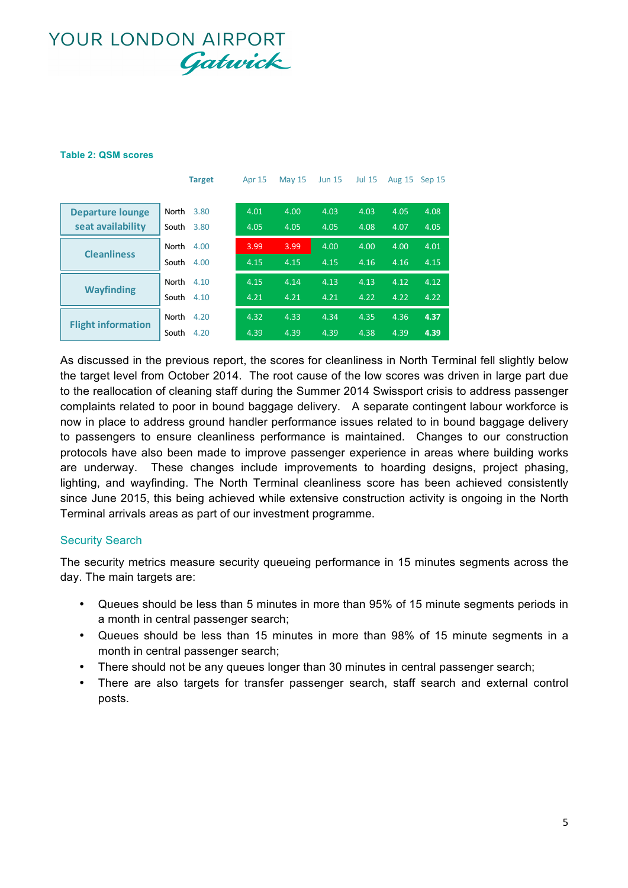**Table 2: QSM scores**

| | | Target | Apr 15 | May 15 | Jun 15 | Jul 15 | Aug 15 | Sep 15 |
|---|---|---|---|---|---|---|---|---|
| Departure lounge seat availability | North | 3.80 | 4.01 | 4.00 | 4.03 | 4.03 | 4.05 | 4.08 |
| | South | 3.80 | 4.05 | 4.05 | 4.05 | 4.08 | 4.07 | 4.05 |
| Cleanliness | North | 4.00 | 3.99 | 3.99 | 4.00 | 4.00 | 4.00 | 4.01 |
| | South | 4.00 | 4.15 | 4.15 | 4.15 | 4.16 | 4.16 | 4.15 |
| Wayfinding | North | 4.10 | 4.15 | 4.14 | 4.13 | 4.13 | 4.12 | 4.12 |
| | South | 4.10 | 4.21 | 4.21 | 4.21 | 4.22 | 4.22 | 4.22 |
| Flight information | North | 4.20 | 4.32 | 4.33 | 4.34 | 4.35 | 4.36 | **4.37** |
| | South | 4.20 | 4.39 | 4.39 | 4.39 | 4.38 | 4.39 | **4.39** |

As discussed in the previous report, the scores for cleanliness in North Terminal fell slightly below the target level from October 2014. The root cause of the low scores was driven in large part due to the reallocation of cleaning staff during the Summer 2014 Swissport crisis to address passenger complaints related to poor in bound baggage delivery. A separate contingent labour workforce is now in place to address ground handler performance issues related to in bound baggage delivery to passengers to ensure cleanliness performance is maintained. Changes to our construction protocols have also been made to improve passenger experience in areas where building works are underway. These changes include improvements to hoarding designs, project phasing, lighting, and wayfinding. The North Terminal cleanliness score has been achieved consistently since June 2015, this being achieved while extensive construction activity is ongoing in the North Terminal arrivals areas as part of our investment programme.

## Security Search

The security metrics measure security queueing performance in 15 minutes segments across the day. The main targets are:

- Queues should be less than 5 minutes in more than 95% of 15 minute segments periods in a month in central passenger search;
- Queues should be less than 15 minutes in more than 98% of 15 minute segments in a month in central passenger search;
- There should not be any queues longer than 30 minutes in central passenger search;
- There are also targets for transfer passenger search, staff search and external control posts.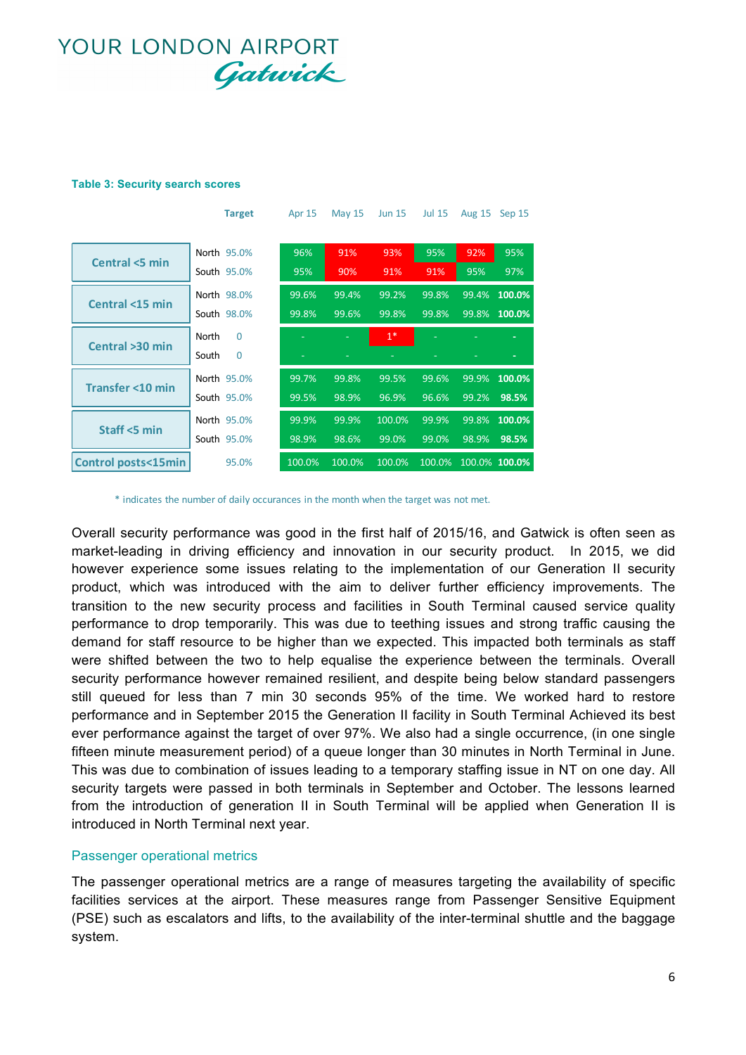**Table 3: Security search scores**

| | | Target | Apr 15 | May 15 | Jun 15 | Jul 15 | Aug 15 | Sep 15 |
|---|---|---|---|---|---|---|---|---|
| Central <5 min | North | 95.0% | 96% | 91% | 93% | 95% | 92% | 95% |
| | South | 95.0% | 95% | 90% | 91% | 91% | 95% | 97% |
| Central <15 min | North | 98.0% | 99.6% | 99.4% | 99.2% | 99.8% | 99.4% | **100.0%** |
| | South | 98.0% | 99.8% | 99.6% | 99.8% | 99.8% | 99.8% | **100.0%** |
| Central >30 min | North | 0 | - | - | 1* | - | - | - |
| | South | 0 | - | - | - | - | - | - |
| Transfer <10 min | North | 95.0% | 99.7% | 99.8% | 99.5% | 99.6% | 99.9% | **100.0%** |
| | South | 95.0% | 99.5% | 98.9% | 96.9% | 96.6% | 99.2% | **98.5%** |
| Staff <5 min | North | 95.0% | 99.9% | 99.9% | 100.0% | 99.9% | 99.8% | **100.0%** |
| | South | 95.0% | 98.9% | 98.6% | 99.0% | 99.0% | 98.9% | **98.5%** |
| Control posts<15min | | 95.0% | 100.0% | 100.0% | 100.0% | 100.0% | 100.0% | **100.0%** |

\* indicates the number of daily occurances in the month when the target was not met.

Overall security performance was good in the first half of 2015/16, and Gatwick is often seen as market-leading in driving efficiency and innovation in our security product. In 2015, we did however experience some issues relating to the implementation of our Generation II security product, which was introduced with the aim to deliver further efficiency improvements. The transition to the new security process and facilities in South Terminal caused service quality performance to drop temporarily. This was due to teething issues and strong traffic causing the demand for staff resource to be higher than we expected. This impacted both terminals as staff were shifted between the two to help equalise the experience between the terminals. Overall security performance however remained resilient, and despite being below standard passengers still queued for less than 7 min 30 seconds 95% of the time. We worked hard to restore performance and in September 2015 the Generation II facility in South Terminal Achieved its best ever performance against the target of over 97%. We also had a single occurrence, (in one single fifteen minute measurement period) of a queue longer than 30 minutes in North Terminal in June. This was due to combination of issues leading to a temporary staffing issue in NT on one day. All security targets were passed in both terminals in September and October. The lessons learned from the introduction of generation II in South Terminal will be applied when Generation II is introduced in North Terminal next year.

## Passenger operational metrics

The passenger operational metrics are a range of measures targeting the availability of specific facilities services at the airport. These measures range from Passenger Sensitive Equipment (PSE) such as escalators and lifts, to the availability of the inter-terminal shuttle and the baggage system.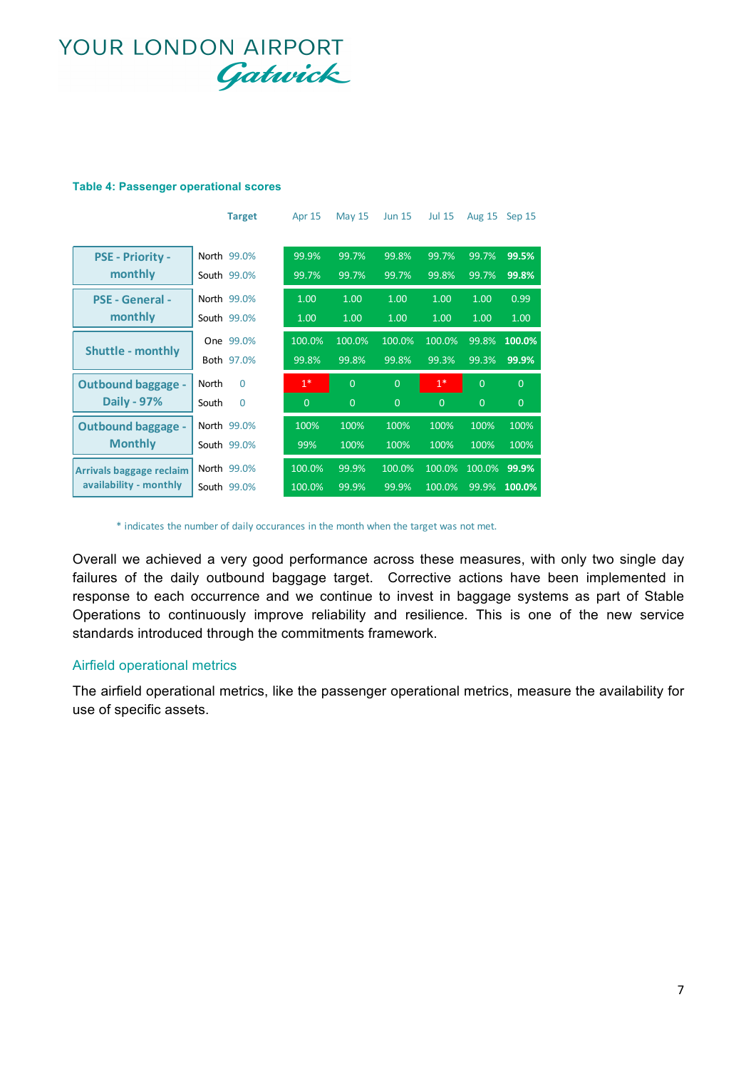**Table 4: Passenger operational scores**

| | | Target | Apr 15 | May 15 | Jun 15 | Jul 15 | Aug 15 | Sep 15 |
|---|---|---|---|---|---|---|---|---|
| PSE - Priority - monthly | North | 99.0% | 99.9% | 99.7% | 99.8% | 99.7% | 99.7% | **99.5%** |
| | South | 99.0% | 99.7% | 99.7% | 99.7% | 99.8% | 99.7% | **99.8%** |
| PSE - General - monthly | North | 99.0% | 1.00 | 1.00 | 1.00 | 1.00 | 1.00 | 0.99 |
| | South | 99.0% | 1.00 | 1.00 | 1.00 | 1.00 | 1.00 | 1.00 |
| Shuttle - monthly | One | 99.0% | 100.0% | 100.0% | 100.0% | 100.0% | 99.8% | **100.0%** |
| | Both | 97.0% | 99.8% | 99.8% | 99.8% | 99.3% | 99.3% | **99.9%** |
| Outbound baggage - Daily - 97% | North | 0 | 1* | 0 | 0 | 1* | 0 | 0 |
| | South | 0 | 0 | 0 | 0 | 0 | 0 | 0 |
| Outbound baggage - Monthly | North | 99.0% | 100% | 100% | 100% | 100% | 100% | 100% |
| | South | 99.0% | 99% | 100% | 100% | 100% | 100% | 100% |
| Arrivals baggage reclaim availability - monthly | North | 99.0% | 100.0% | 99.9% | 100.0% | 100.0% | 100.0% | **99.9%** |
| | South | 99.0% | 100.0% | 99.9% | 99.9% | 100.0% | 99.9% | **100.0%** |

* indicates the number of daily occurances in the month when the target was not met.

Overall we achieved a very good performance across these measures, with only two single day failures of the daily outbound baggage target. Corrective actions have been implemented in response to each occurrence and we continue to invest in baggage systems as part of Stable Operations to continuously improve reliability and resilience. This is one of the new service standards introduced through the commitments framework.

## Airfield operational metrics

The airfield operational metrics, like the passenger operational metrics, measure the availability for use of specific assets.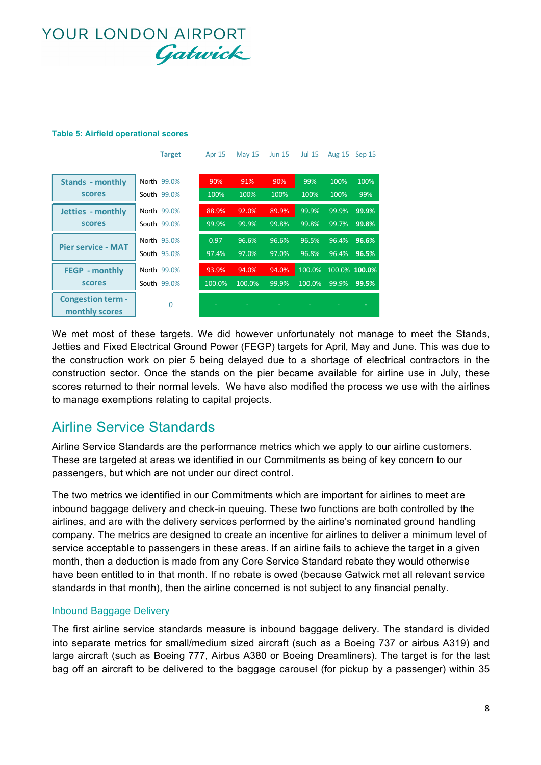**Table 5: Airfield operational scores**

| | | Target | Apr 15 | May 15 | Jun 15 | Jul 15 | Aug 15 | Sep 15 |
|---|---|---|---|---|---|---|---|---|
| Stands - monthly scores | North | 99.0% | 90% | 91% | 90% | 99% | 100% | 100% |
| | South | 99.0% | 100% | 100% | 100% | 100% | 100% | 99% |
| Jetties - monthly scores | North | 99.0% | 88.9% | 92.0% | 89.9% | 99.9% | 99.9% | **99.9%** |
| | South | 99.0% | 99.9% | 99.9% | 99.8% | 99.8% | 99.7% | **99.8%** |
| Pier service - MAT | North | 95.0% | 0.97 | 96.6% | 96.6% | 96.5% | 96.4% | **96.6%** |
| | South | 95.0% | 97.4% | 97.0% | 97.0% | 96.8% | 96.4% | **96.5%** |
| FEGP - monthly scores | North | 99.0% | 93.9% | 94.0% | 94.0% | 100.0% | 100.0% | **100.0%** |
| | South | 99.0% | 100.0% | 100.0% | 99.9% | 100.0% | 99.9% | **99.5%** |
| Congestion term - monthly scores | | 0 | - | - | - | - | - | **-** |

We met most of these targets. We did however unfortunately not manage to meet the Stands, Jetties and Fixed Electrical Ground Power (FEGP) targets for April, May and June. This was due to the construction work on pier 5 being delayed due to a shortage of electrical contractors in the construction sector. Once the stands on the pier became available for airline use in July, these scores returned to their normal levels. We have also modified the process we use with the airlines to manage exemptions relating to capital projects.

## Airline Service Standards

Airline Service Standards are the performance metrics which we apply to our airline customers. These are targeted at areas we identified in our Commitments as being of key concern to our passengers, but which are not under our direct control.

The two metrics we identified in our Commitments which are important for airlines to meet are inbound baggage delivery and check-in queuing. These two functions are both controlled by the airlines, and are with the delivery services performed by the airline's nominated ground handling company. The metrics are designed to create an incentive for airlines to deliver a minimum level of service acceptable to passengers in these areas. If an airline fails to achieve the target in a given month, then a deduction is made from any Core Service Standard rebate they would otherwise have been entitled to in that month. If no rebate is owed (because Gatwick met all relevant service standards in that month), then the airline concerned is not subject to any financial penalty.

### Inbound Baggage Delivery

The first airline service standards measure is inbound baggage delivery. The standard is divided into separate metrics for small/medium sized aircraft (such as a Boeing 737 or airbus A319) and large aircraft (such as Boeing 777, Airbus A380 or Boeing Dreamliners). The target is for the last bag off an aircraft to be delivered to the baggage carousel (for pickup by a passenger) within 35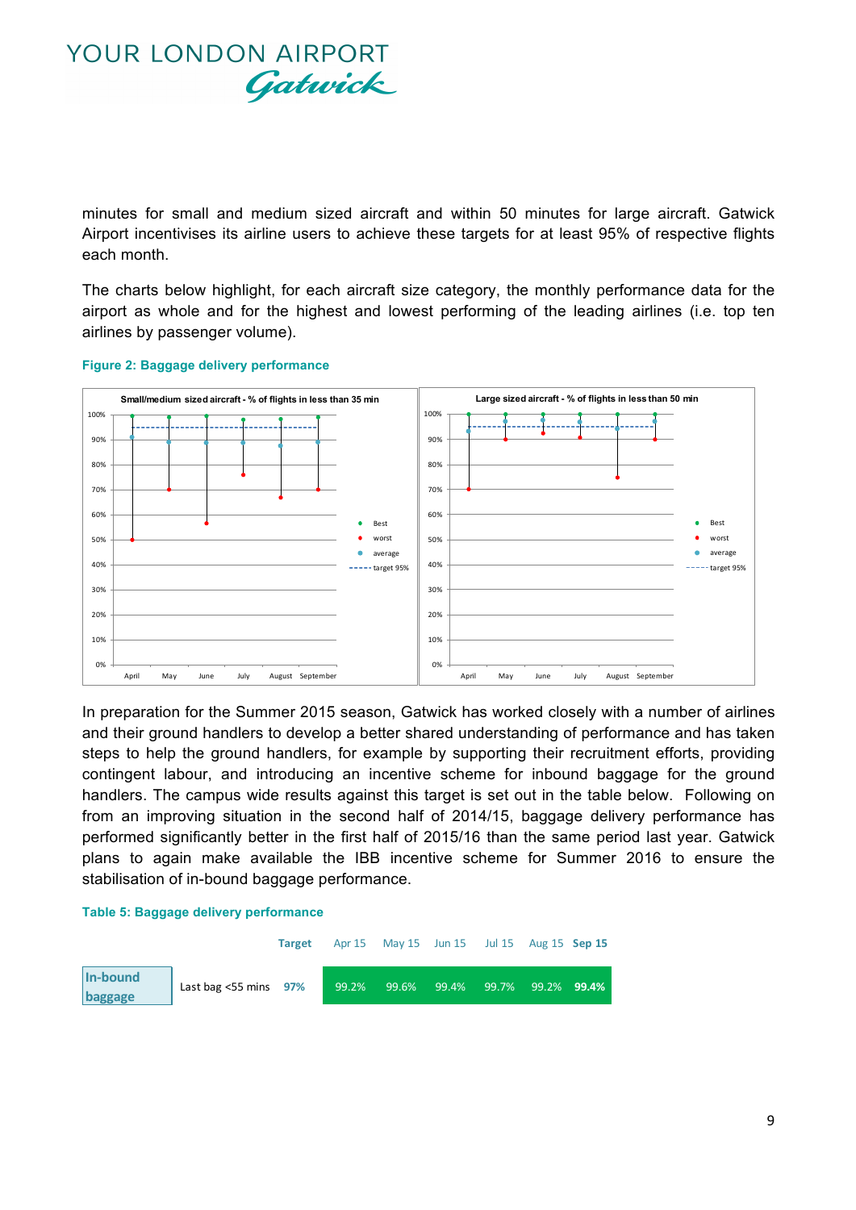minutes for small and medium sized aircraft and within 50 minutes for large aircraft. Gatwick Airport incentivises its airline users to achieve these targets for at least 95% of respective flights each month.

The charts below highlight, for each aircraft size category, the monthly performance data for the airport as whole and for the highest and lowest performing of the leading airlines (i.e. top ten airlines by passenger volume).

**Figure 2: Baggage delivery performance**

In preparation for the Summer 2015 season, Gatwick has worked closely with a number of airlines and their ground handlers to develop a better shared understanding of performance and has taken steps to help the ground handlers, for example by supporting their recruitment efforts, providing contingent labour, and introducing an incentive scheme for inbound baggage for the ground handlers. The campus wide results against this target is set out in the table below. Following on from an improving situation in the second half of 2014/15, baggage delivery performance has performed significantly better in the first half of 2015/16 than the same period last year. Gatwick plans to again make available the IBB incentive scheme for Summer 2016 to ensure the stabilisation of in-bound baggage performance.

**Table 5: Baggage delivery performance**

| | | Target | Apr 15 | May 15 | Jun 15 | Jul 15 | Aug 15 | Sep 15 |
|---|---|---|---|---|---|---|---|---|
| In-bound baggage | Last bag <55 mins | 97% | 99.2% | 99.6% | 99.4% | 99.7% | 99.2% | **99.4%** |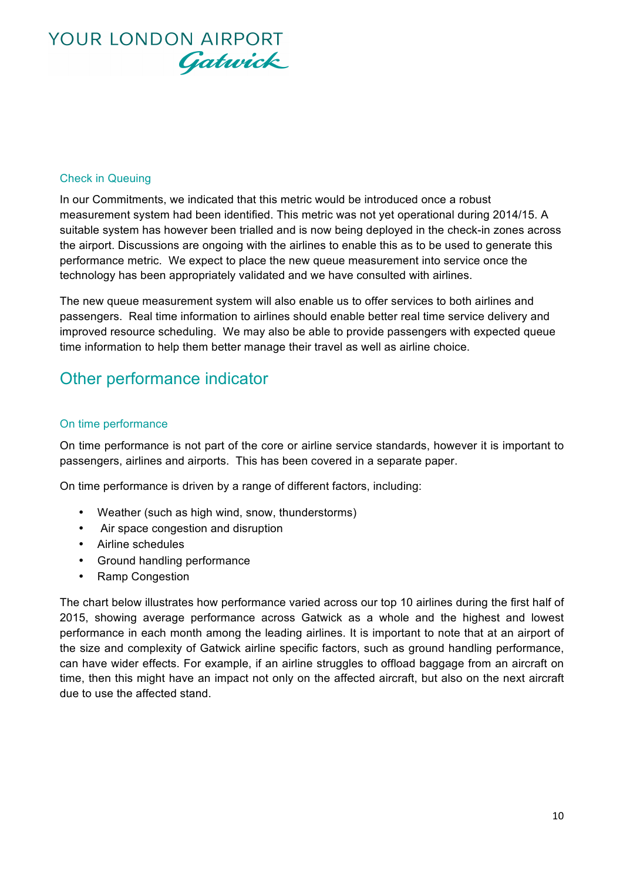### Check in Queuing

In our Commitments, we indicated that this metric would be introduced once a robust measurement system had been identified. This metric was not yet operational during 2014/15. A suitable system has however been trialled and is now being deployed in the check-in zones across the airport. Discussions are ongoing with the airlines to enable this as to be used to generate this performance metric. We expect to place the new queue measurement into service once the technology has been appropriately validated and we have consulted with airlines.

The new queue measurement system will also enable us to offer services to both airlines and passengers. Real time information to airlines should enable better real time service delivery and improved resource scheduling. We may also be able to provide passengers with expected queue time information to help them better manage their travel as well as airline choice.

## Other performance indicator

### On time performance

On time performance is not part of the core or airline service standards, however it is important to passengers, airlines and airports. This has been covered in a separate paper.

On time performance is driven by a range of different factors, including:

- Weather (such as high wind, snow, thunderstorms)
- Air space congestion and disruption
- Airline schedules
- Ground handling performance
- Ramp Congestion

The chart below illustrates how performance varied across our top 10 airlines during the first half of 2015, showing average performance across Gatwick as a whole and the highest and lowest performance in each month among the leading airlines. It is important to note that at an airport of the size and complexity of Gatwick airline specific factors, such as ground handling performance, can have wider effects. For example, if an airline struggles to offload baggage from an aircraft on time, then this might have an impact not only on the affected aircraft, but also on the next aircraft due to use the affected stand.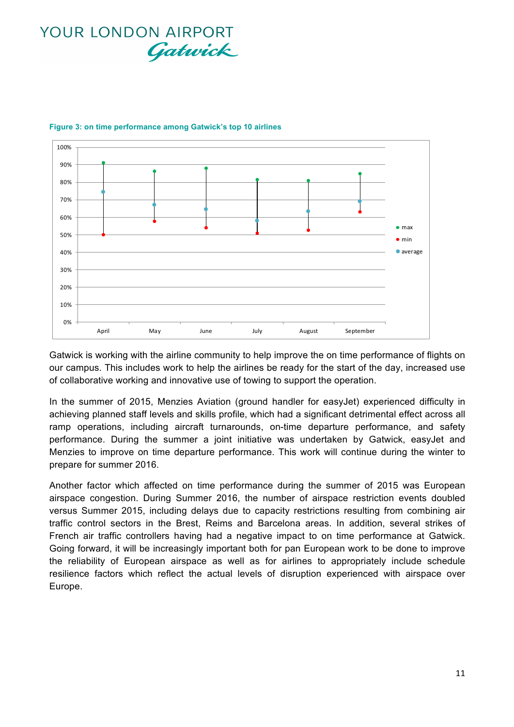YOUR LONDON AIRPORT
Gatwick

**Figure 3: on time performance among Gatwick's top 10 airlines**

100%
90%
80%
70%
60%
50%
40%
30%
20%
10%
0%

April
May
June
July
August
September

max
min
average

Gatwick is working with the airline community to help improve the on time performance of flights on our campus. This includes work to help the airlines be ready for the start of the day, increased use of collaborative working and innovative use of towing to support the operation.

In the summer of 2015, Menzies Aviation (ground handler for easyJet) experienced difficulty in achieving planned staff levels and skills profile, which had a significant detrimental effect across all ramp operations, including aircraft turnarounds, on-time departure performance, and safety performance. During the summer a joint initiative was undertaken by Gatwick, easyJet and Menzies to improve on time departure performance. This work will continue during the winter to prepare for summer 2016.

Another factor which affected on time performance during the summer of 2015 was European airspace congestion. During Summer 2016, the number of airspace restriction events doubled versus Summer 2015, including delays due to capacity restrictions resulting from combining air traffic control sectors in the Brest, Reims and Barcelona areas. In addition, several strikes of French air traffic controllers having had a negative impact to on time performance at Gatwick. Going forward, it will be increasingly important both for pan European work to be done to improve the reliability of European airspace as well as for airlines to appropriately include schedule resilience factors which reflect the actual levels of disruption experienced with airspace over Europe.